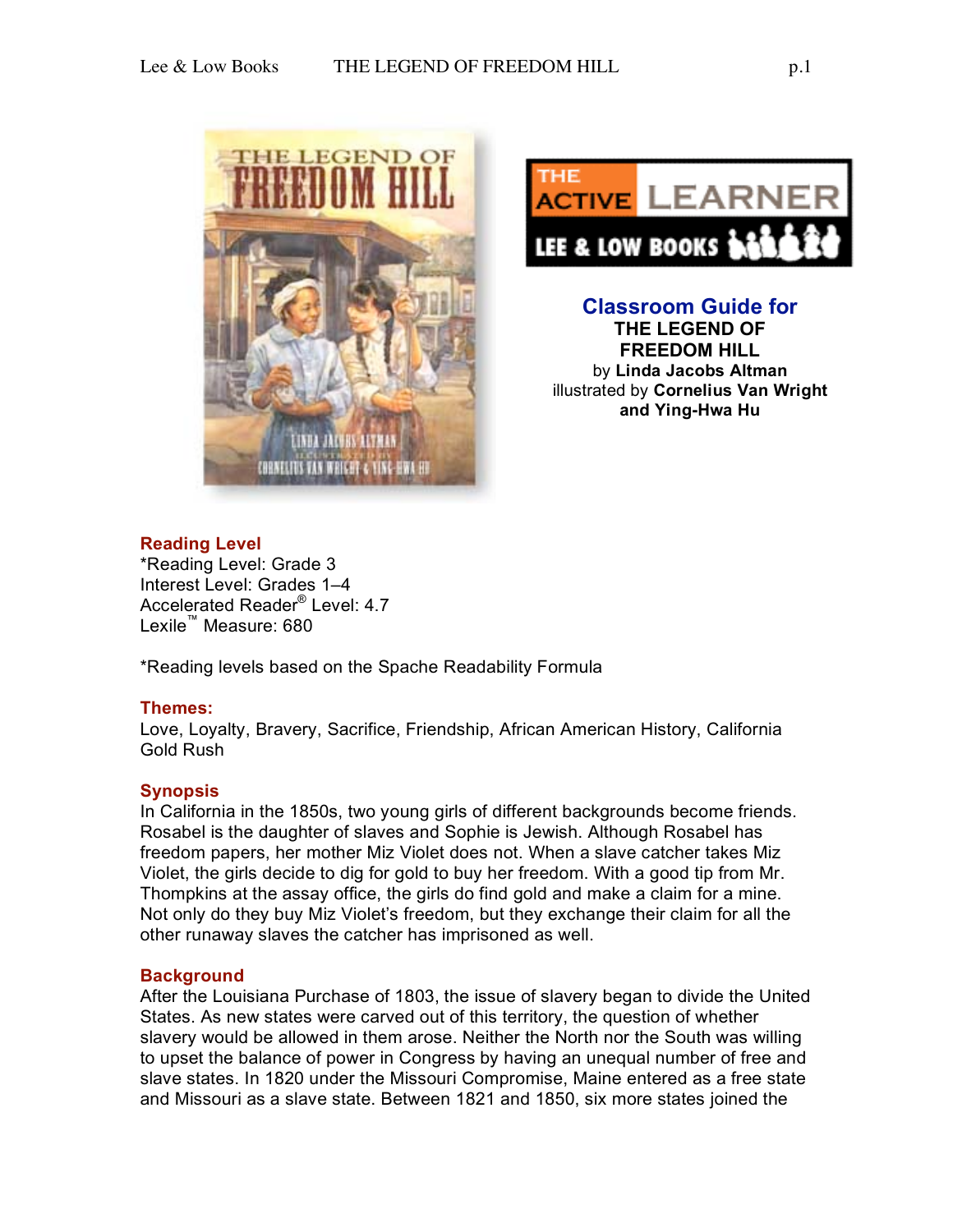# Classroom Guide for THE LEGEND OF FREEDOM HILL

by **Linda Jacobs Altman**
illustrated by **Cornelius Van Wright and Ying-Hwa Hu**

## Reading Level

*Reading Level: Grade 3
Interest Level: Grades 1–4
Accelerated Reader® Level: 4.7
Lexile™ Measure: 680

*Reading levels based on the Spache Readability Formula

## Themes:

Love, Loyalty, Bravery, Sacrifice, Friendship, African American History, California Gold Rush

## Synopsis

In California in the 1850s, two young girls of different backgrounds become friends. Rosabel is the daughter of slaves and Sophie is Jewish. Although Rosabel has freedom papers, her mother Miz Violet does not. When a slave catcher takes Miz Violet, the girls decide to dig for gold to buy her freedom. With a good tip from Mr. Thompkins at the assay office, the girls do find gold and make a claim for a mine. Not only do they buy Miz Violet's freedom, but they exchange their claim for all the other runaway slaves the catcher has imprisoned as well.

## Background

After the Louisiana Purchase of 1803, the issue of slavery began to divide the United States. As new states were carved out of this territory, the question of whether slavery would be allowed in them arose. Neither the North nor the South was willing to upset the balance of power in Congress by having an unequal number of free and slave states. In 1820 under the Missouri Compromise, Maine entered as a free state and Missouri as a slave state. Between 1821 and 1850, six more states joined the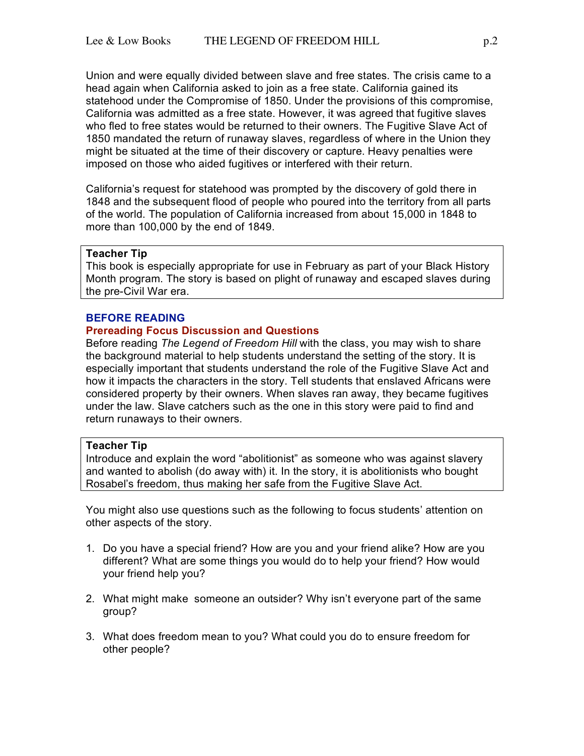Union and were equally divided between slave and free states. The crisis came to a head again when California asked to join as a free state. California gained its statehood under the Compromise of 1850. Under the provisions of this compromise, California was admitted as a free state. However, it was agreed that fugitive slaves who fled to free states would be returned to their owners. The Fugitive Slave Act of 1850 mandated the return of runaway slaves, regardless of where in the Union they might be situated at the time of their discovery or capture. Heavy penalties were imposed on those who aided fugitives or interfered with their return.

California's request for statehood was prompted by the discovery of gold there in 1848 and the subsequent flood of people who poured into the territory from all parts of the world. The population of California increased from about 15,000 in 1848 to more than 100,000 by the end of 1849.

> **Teacher Tip**
> This book is especially appropriate for use in February as part of your Black History Month program. The story is based on plight of runaway and escaped slaves during the pre-Civil War era.

## BEFORE READING

### Prereading Focus Discussion and Questions

Before reading *The Legend of Freedom Hill* with the class, you may wish to share the background material to help students understand the setting of the story. It is especially important that students understand the role of the Fugitive Slave Act and how it impacts the characters in the story. Tell students that enslaved Africans were considered property by their owners. When slaves ran away, they became fugitives under the law. Slave catchers such as the one in this story were paid to find and return runaways to their owners.

> **Teacher Tip**
> Introduce and explain the word "abolitionist" as someone who was against slavery and wanted to abolish (do away with) it. In the story, it is abolitionists who bought Rosabel's freedom, thus making her safe from the Fugitive Slave Act.

You might also use questions such as the following to focus students' attention on other aspects of the story.

1. Do you have a special friend? How are you and your friend alike? How are you different? What are some things you would do to help your friend? How would your friend help you?

2. What might make someone an outsider? Why isn't everyone part of the same group?

3. What does freedom mean to you? What could you do to ensure freedom for other people?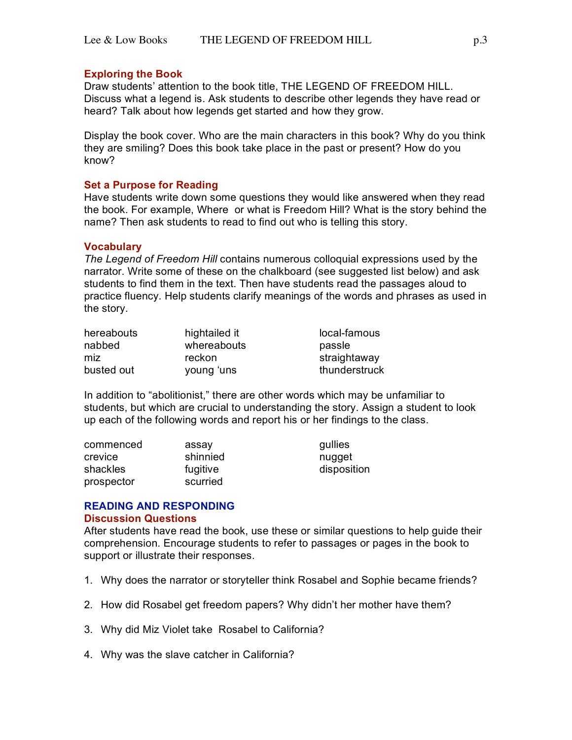## Exploring the Book

Draw students' attention to the book title, THE LEGEND OF FREEDOM HILL. Discuss what a legend is. Ask students to describe other legends they have read or heard? Talk about how legends get started and how they grow.

Display the book cover. Who are the main characters in this book? Why do you think they are smiling? Does this book take place in the past or present? How do you know?

## Set a Purpose for Reading

Have students write down some questions they would like answered when they read the book. For example, Where or what is Freedom Hill? What is the story behind the name? Then ask students to read to find out who is telling this story.

## Vocabulary

*The Legend of Freedom Hill* contains numerous colloquial expressions used by the narrator. Write some of these on the chalkboard (see suggested list below) and ask students to find them in the text. Then have students read the passages aloud to practice fluency. Help students clarify meanings of the words and phrases as used in the story.

| | | |
|---|---|---|
| hereabouts | hightailed it | local-famous |
| nabbed | whereabouts | passle |
| miz | reckon | straightaway |
| busted out | young 'uns | thunderstruck |

In addition to "abolitionist," there are other words which may be unfamiliar to students, but which are crucial to understanding the story. Assign a student to look up each of the following words and report his or her findings to the class.

| | | |
|---|---|---|
| commenced | assay | gullies |
| crevice | shinnied | nugget |
| shackles | fugitive | disposition |
| prospector | scurried | |

# READING AND RESPONDING

## Discussion Questions

After students have read the book, use these or similar questions to help guide their comprehension. Encourage students to refer to passages or pages in the book to support or illustrate their responses.

1. Why does the narrator or storyteller think Rosabel and Sophie became friends?
2. How did Rosabel get freedom papers? Why didn't her mother have them?
3. Why did Miz Violet take Rosabel to California?
4. Why was the slave catcher in California?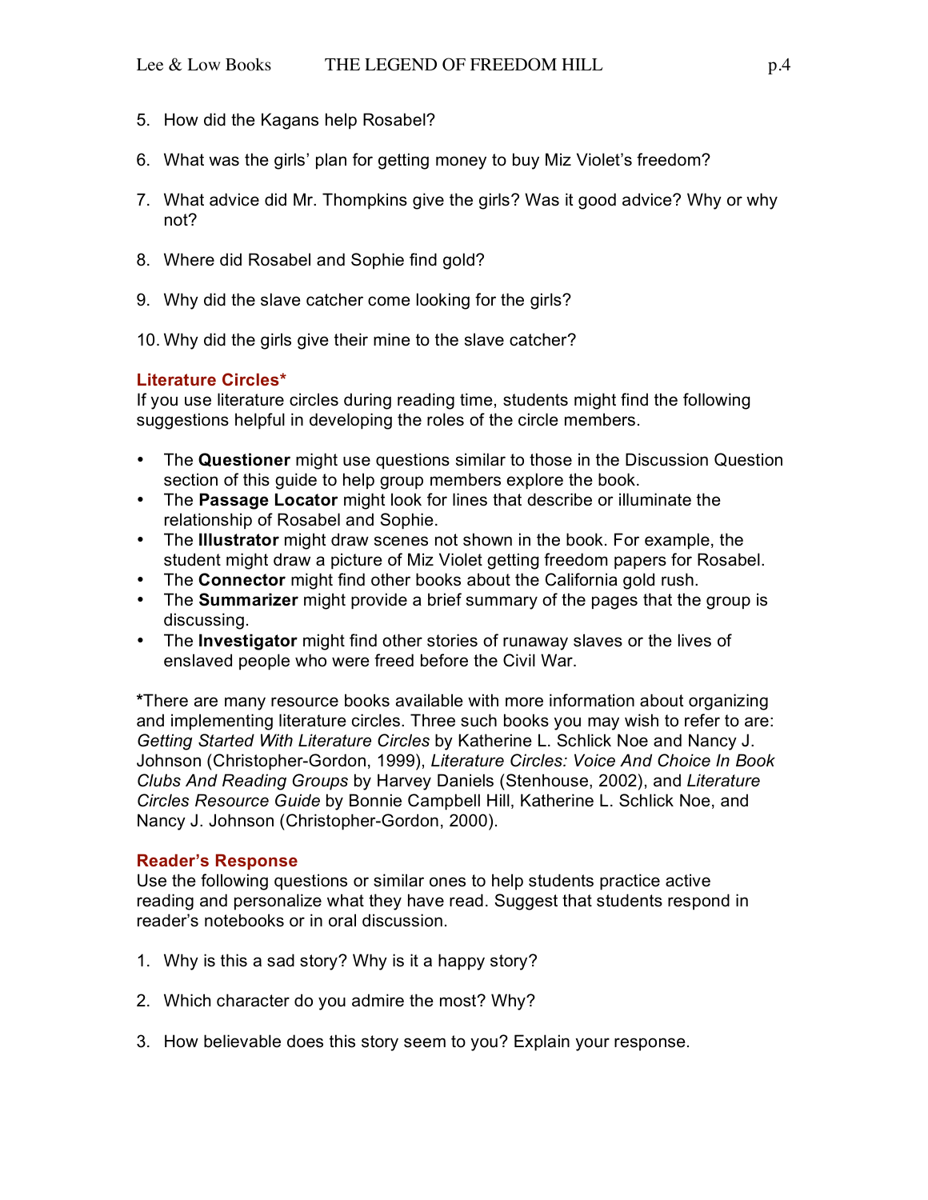5. How did the Kagans help Rosabel?

6. What was the girls' plan for getting money to buy Miz Violet's freedom?

7. What advice did Mr. Thompkins give the girls? Was it good advice? Why or why not?

8. Where did Rosabel and Sophie find gold?

9. Why did the slave catcher come looking for the girls?

10. Why did the girls give their mine to the slave catcher?

### Literature Circles*

If you use literature circles during reading time, students might find the following suggestions helpful in developing the roles of the circle members.

- The **Questioner** might use questions similar to those in the Discussion Question section of this guide to help group members explore the book.
- The **Passage Locator** might look for lines that describe or illuminate the relationship of Rosabel and Sophie.
- The **Illustrator** might draw scenes not shown in the book. For example, the student might draw a picture of Miz Violet getting freedom papers for Rosabel.
- The **Connector** might find other books about the California gold rush.
- The **Summarizer** might provide a brief summary of the pages that the group is discussing.
- The **Investigator** might find other stories of runaway slaves or the lives of enslaved people who were freed before the Civil War.

***There are many resource books available with more information about organizing and implementing literature circles. Three such books you may wish to refer to are: *Getting Started With Literature Circles* by Katherine L. Schlick Noe and Nancy J. Johnson (Christopher-Gordon, 1999), *Literature Circles: Voice And Choice In Book Clubs And Reading Groups* by Harvey Daniels (Stenhouse, 2002), and *Literature Circles Resource Guide* by Bonnie Campbell Hill, Katherine L. Schlick Noe, and Nancy J. Johnson (Christopher-Gordon, 2000).

### Reader's Response

Use the following questions or similar ones to help students practice active reading and personalize what they have read. Suggest that students respond in reader's notebooks or in oral discussion.

1. Why is this a sad story? Why is it a happy story?

2. Which character do you admire the most? Why?

3. How believable does this story seem to you? Explain your response.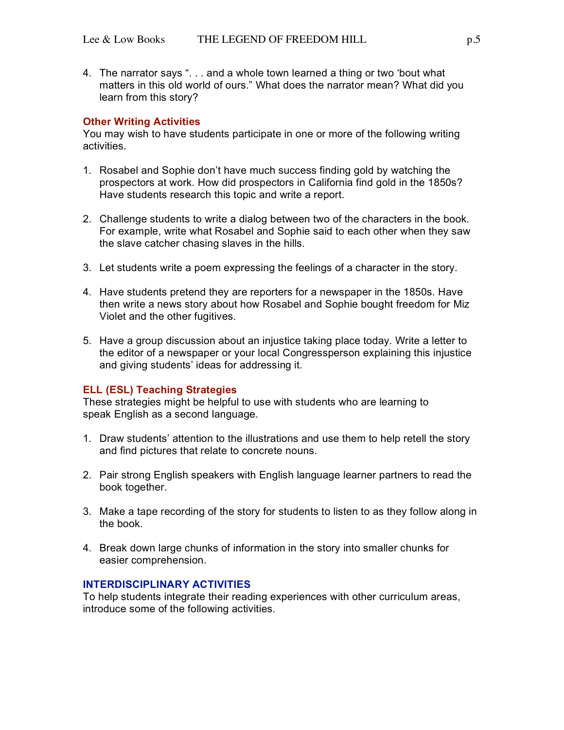4. The narrator says ". . . and a whole town learned a thing or two 'bout what matters in this old world of ours." What does the narrator mean? What did you learn from this story?

### Other Writing Activities

You may wish to have students participate in one or more of the following writing activities.

1. Rosabel and Sophie don't have much success finding gold by watching the prospectors at work. How did prospectors in California find gold in the 1850s? Have students research this topic and write a report.

2. Challenge students to write a dialog between two of the characters in the book. For example, write what Rosabel and Sophie said to each other when they saw the slave catcher chasing slaves in the hills.

3. Let students write a poem expressing the feelings of a character in the story.

4. Have students pretend they are reporters for a newspaper in the 1850s. Have then write a news story about how Rosabel and Sophie bought freedom for Miz Violet and the other fugitives.

5. Have a group discussion about an injustice taking place today. Write a letter to the editor of a newspaper or your local Congressperson explaining this injustice and giving students' ideas for addressing it.

### ELL (ESL) Teaching Strategies

These strategies might be helpful to use with students who are learning to speak English as a second language.

1. Draw students' attention to the illustrations and use them to help retell the story and find pictures that relate to concrete nouns.

2. Pair strong English speakers with English language learner partners to read the book together.

3. Make a tape recording of the story for students to listen to as they follow along in the book.

4. Break down large chunks of information in the story into smaller chunks for easier comprehension.

## INTERDISCIPLINARY ACTIVITIES

To help students integrate their reading experiences with other curriculum areas, introduce some of the following activities.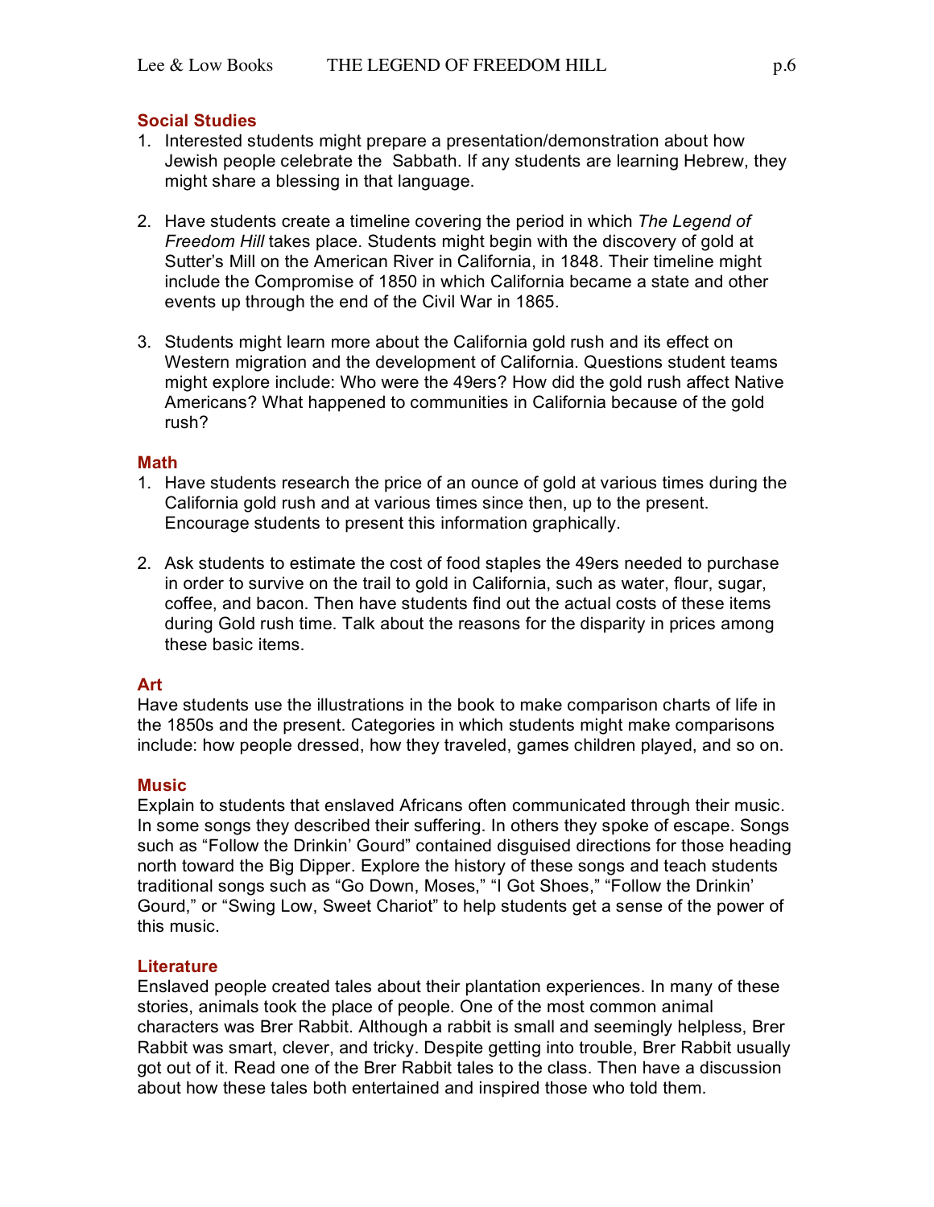### Social Studies

1. Interested students might prepare a presentation/demonstration about how Jewish people celebrate the Sabbath. If any students are learning Hebrew, they might share a blessing in that language.

2. Have students create a timeline covering the period in which *The Legend of Freedom Hill* takes place. Students might begin with the discovery of gold at Sutter's Mill on the American River in California, in 1848. Their timeline might include the Compromise of 1850 in which California became a state and other events up through the end of the Civil War in 1865.

3. Students might learn more about the California gold rush and its effect on Western migration and the development of California. Questions student teams might explore include: Who were the 49ers? How did the gold rush affect Native Americans? What happened to communities in California because of the gold rush?

### Math

1. Have students research the price of an ounce of gold at various times during the California gold rush and at various times since then, up to the present. Encourage students to present this information graphically.

2. Ask students to estimate the cost of food staples the 49ers needed to purchase in order to survive on the trail to gold in California, such as water, flour, sugar, coffee, and bacon. Then have students find out the actual costs of these items during Gold rush time. Talk about the reasons for the disparity in prices among these basic items.

### Art

Have students use the illustrations in the book to make comparison charts of life in the 1850s and the present. Categories in which students might make comparisons include: how people dressed, how they traveled, games children played, and so on.

### Music

Explain to students that enslaved Africans often communicated through their music. In some songs they described their suffering. In others they spoke of escape. Songs such as "Follow the Drinkin' Gourd" contained disguised directions for those heading north toward the Big Dipper. Explore the history of these songs and teach students traditional songs such as "Go Down, Moses," "I Got Shoes," "Follow the Drinkin' Gourd," or "Swing Low, Sweet Chariot" to help students get a sense of the power of this music.

### Literature

Enslaved people created tales about their plantation experiences. In many of these stories, animals took the place of people. One of the most common animal characters was Brer Rabbit. Although a rabbit is small and seemingly helpless, Brer Rabbit was smart, clever, and tricky. Despite getting into trouble, Brer Rabbit usually got out of it. Read one of the Brer Rabbit tales to the class. Then have a discussion about how these tales both entertained and inspired those who told them.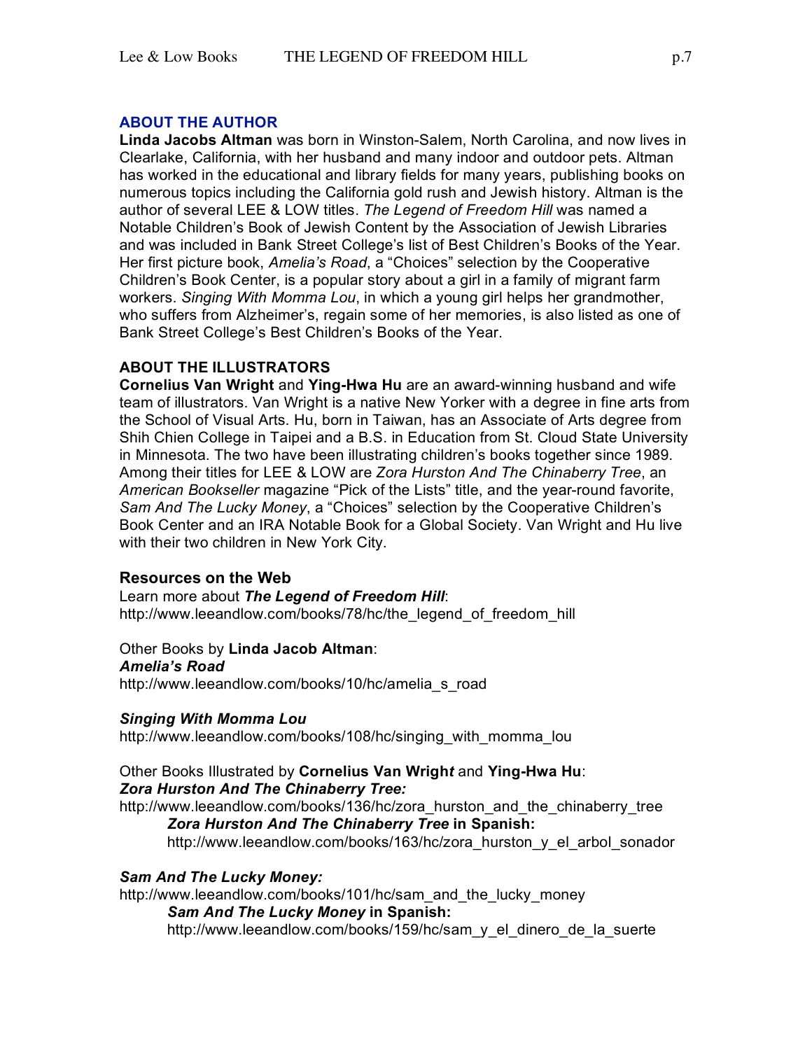## ABOUT THE AUTHOR

**Linda Jacobs Altman** was born in Winston-Salem, North Carolina, and now lives in Clearlake, California, with her husband and many indoor and outdoor pets. Altman has worked in the educational and library fields for many years, publishing books on numerous topics including the California gold rush and Jewish history. Altman is the author of several LEE & LOW titles. *The Legend of Freedom Hill* was named a Notable Children's Book of Jewish Content by the Association of Jewish Libraries and was included in Bank Street College's list of Best Children's Books of the Year. Her first picture book, *Amelia's Road*, a "Choices" selection by the Cooperative Children's Book Center, is a popular story about a girl in a family of migrant farm workers. *Singing With Momma Lou*, in which a young girl helps her grandmother, who suffers from Alzheimer's, regain some of her memories, is also listed as one of Bank Street College's Best Children's Books of the Year.

## ABOUT THE ILLUSTRATORS

**Cornelius Van Wright** and **Ying-Hwa Hu** are an award-winning husband and wife team of illustrators. Van Wright is a native New Yorker with a degree in fine arts from the School of Visual Arts. Hu, born in Taiwan, has an Associate of Arts degree from Shih Chien College in Taipei and a B.S. in Education from St. Cloud State University in Minnesota. The two have been illustrating children's books together since 1989. Among their titles for LEE & LOW are *Zora Hurston And The Chinaberry Tree*, an *American Bookseller* magazine "Pick of the Lists" title, and the year-round favorite, *Sam And The Lucky Money*, a "Choices" selection by the Cooperative Children's Book Center and an IRA Notable Book for a Global Society. Van Wright and Hu live with their two children in New York City.

### Resources on the Web

Learn more about ***The Legend of Freedom Hill***:
http://www.leeandlow.com/books/78/hc/the_legend_of_freedom_hill

Other Books by **Linda Jacob Altman**:

***Amelia's Road***
http://www.leeandlow.com/books/10/hc/amelia_s_road

***Singing With Momma Lou***
http://www.leeandlow.com/books/108/hc/singing_with_momma_lou

Other Books Illustrated by **Cornelius Van Wright** and **Ying-Hwa Hu**:

***Zora Hurston And The Chinaberry Tree:***
http://www.leeandlow.com/books/136/hc/zora_hurston_and_the_chinaberry_tree

> ***Zora Hurston And The Chinaberry Tree* in Spanish:**
> http://www.leeandlow.com/books/163/hc/zora_hurston_y_el_arbol_sonador

***Sam And The Lucky Money:***
http://www.leeandlow.com/books/101/hc/sam_and_the_lucky_money

> ***Sam And The Lucky Money* in Spanish:**
> http://www.leeandlow.com/books/159/hc/sam_y_el_dinero_de_la_suerte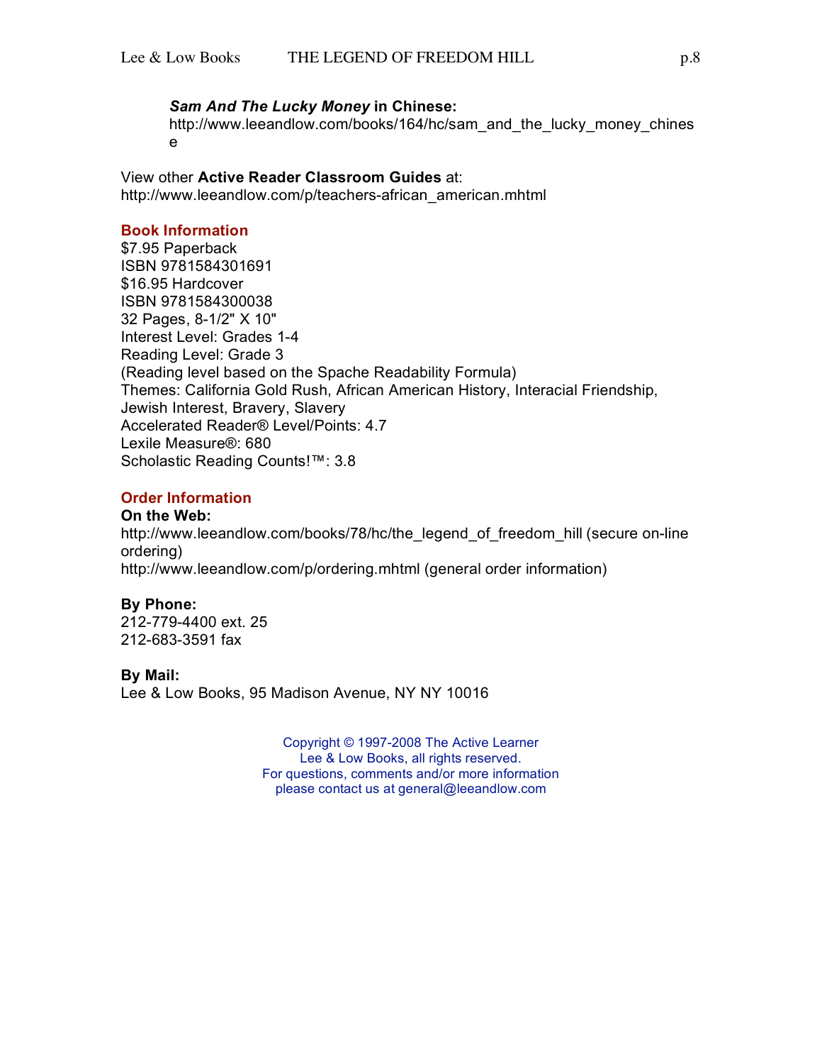***Sam And The Lucky Money* in Chinese:**
http://www.leeandlow.com/books/164/hc/sam_and_the_lucky_money_chinese

View other **Active Reader Classroom Guides** at:
http://www.leeandlow.com/p/teachers-african_american.mhtml

## Book Information

$7.95 Paperback
ISBN 9781584301691
$16.95 Hardcover
ISBN 9781584300038
32 Pages, 8-1/2" X 10"
Interest Level: Grades 1-4
Reading Level: Grade 3
(Reading level based on the Spache Readability Formula)
Themes: California Gold Rush, African American History, Interacial Friendship, Jewish Interest, Bravery, Slavery
Accelerated Reader® Level/Points: 4.7
Lexile Measure®: 680
Scholastic Reading Counts!™: 3.8

## Order Information

**On the Web:**
http://www.leeandlow.com/books/78/hc/the_legend_of_freedom_hill (secure on-line ordering)
http://www.leeandlow.com/p/ordering.mhtml (general order information)

**By Phone:**
212-779-4400 ext. 25
212-683-3591 fax

**By Mail:**
Lee & Low Books, 95 Madison Avenue, NY NY 10016

Copyright © 1997-2008 The Active Learner
Lee & Low Books, all rights reserved.
For questions, comments and/or more information
please contact us at general@leeandlow.com